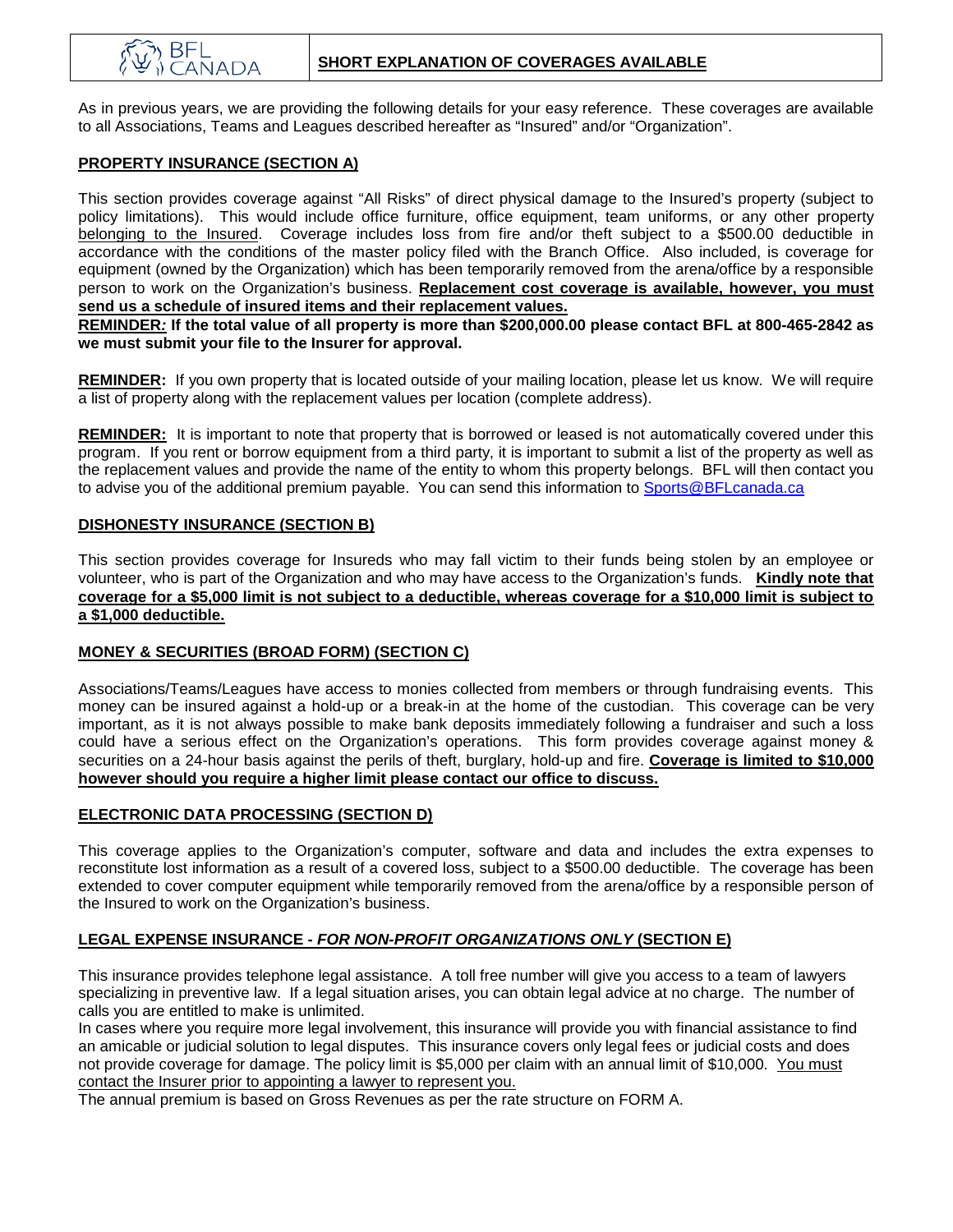BFL CANADA

# SHORT EXPLANATION OF COVERAGES AVAILABLE

As in previous years, we are providing the following details for your easy reference. These coverages are available to all Associations, Teams and Leagues described hereafter as "Insured" and/or "Organization".

## PROPERTY INSURANCE (SECTION A)

This section provides coverage against "All Risks" of direct physical damage to the Insured's property (subject to policy limitations). This would include office furniture, office equipment, team uniforms, or any other property belonging to the Insured. Coverage includes loss from fire and/or theft subject to a \$500.00 deductible in accordance with the conditions of the master policy filed with the Branch Office. Also included, is coverage for equipment (owned by the Organization) which has been temporarily removed from the arena/office by a responsible person to work on the Organization's business. **Replacement cost coverage is available, however, you must send us a schedule of insured items and their replacement values.**

**REMINDER: If the total value of all property is more than \$200,000.00 please contact BFL at 800-465-2842 as we must submit your file to the Insurer for approval.**

**REMINDER:** If you own property that is located outside of your mailing location, please let us know. We will require a list of property along with the replacement values per location (complete address).

**REMINDER:** It is important to note that property that is borrowed or leased is not automatically covered under this program. If you rent or borrow equipment from a third party, it is important to submit a list of the property as well as the replacement values and provide the name of the entity to whom this property belongs. BFL will then contact you to advise you of the additional premium payable. You can send this information to Sports@BFLcanada.ca

## DISHONESTY INSURANCE (SECTION B)

This section provides coverage for Insureds who may fall victim to their funds being stolen by an employee or volunteer, who is part of the Organization and who may have access to the Organization's funds. **Kindly note that coverage for a \$5,000 limit is not subject to a deductible, whereas coverage for a \$10,000 limit is subject to a \$1,000 deductible.**

## MONEY & SECURITIES (BROAD FORM) (SECTION C)

Associations/Teams/Leagues have access to monies collected from members or through fundraising events. This money can be insured against a hold-up or a break-in at the home of the custodian. This coverage can be very important, as it is not always possible to make bank deposits immediately following a fundraiser and such a loss could have a serious effect on the Organization's operations. This form provides coverage against money & securities on a 24-hour basis against the perils of theft, burglary, hold-up and fire. **Coverage is limited to \$10,000 however should you require a higher limit please contact our office to discuss.**

## ELECTRONIC DATA PROCESSING (SECTION D)

This coverage applies to the Organization's computer, software and data and includes the extra expenses to reconstitute lost information as a result of a covered loss, subject to a \$500.00 deductible. The coverage has been extended to cover computer equipment while temporarily removed from the arena/office by a responsible person of the Insured to work on the Organization's business.

## LEGAL EXPENSE INSURANCE - *FOR NON-PROFIT ORGANIZATIONS ONLY* (SECTION E)

This insurance provides telephone legal assistance. A toll free number will give you access to a team of lawyers specializing in preventive law. If a legal situation arises, you can obtain legal advice at no charge. The number of calls you are entitled to make is unlimited.

In cases where you require more legal involvement, this insurance will provide you with financial assistance to find an amicable or judicial solution to legal disputes. This insurance covers only legal fees or judicial costs and does not provide coverage for damage. The policy limit is \$5,000 per claim with an annual limit of \$10,000. You must contact the Insurer prior to appointing a lawyer to represent you.

The annual premium is based on Gross Revenues as per the rate structure on FORM A.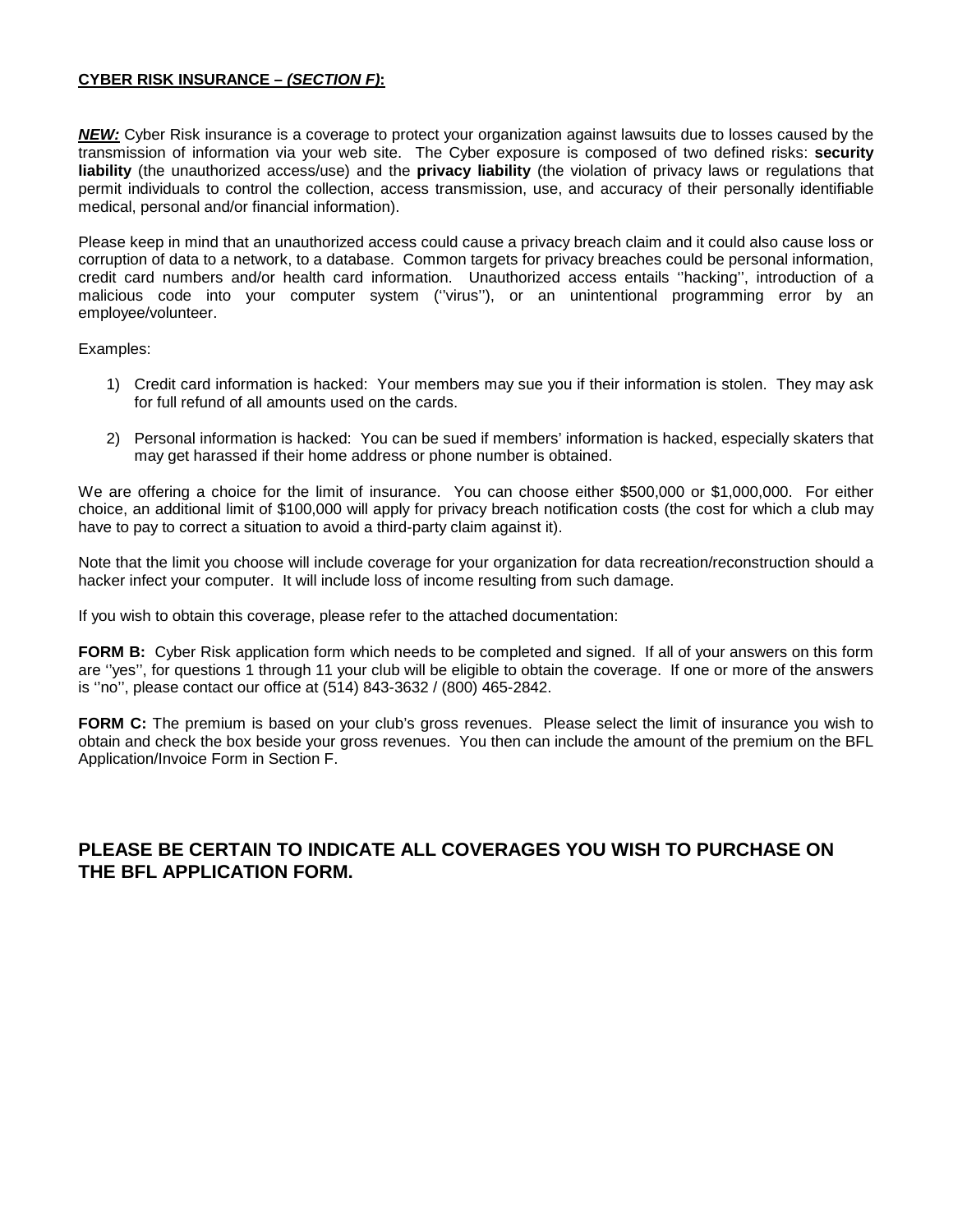**<u>CYBER RISK INSURANCE – *(SECTION F)*:</u>**

***<u>NEW:</u>*** Cyber Risk insurance is a coverage to protect your organization against lawsuits due to losses caused by the transmission of information via your web site. The Cyber exposure is composed of two defined risks: **security liability** (the unauthorized access/use) and the **privacy liability** (the violation of privacy laws or regulations that permit individuals to control the collection, access transmission, use, and accuracy of their personally identifiable medical, personal and/or financial information).

Please keep in mind that an unauthorized access could cause a privacy breach claim and it could also cause loss or corruption of data to a network, to a database. Common targets for privacy breaches could be personal information, credit card numbers and/or health card information. Unauthorized access entails ''hacking'', introduction of a malicious code into your computer system (''virus''), or an unintentional programming error by an employee/volunteer.

Examples:

1) Credit card information is hacked: Your members may sue you if their information is stolen. They may ask for full refund of all amounts used on the cards.

2) Personal information is hacked: You can be sued if members' information is hacked, especially skaters that may get harassed if their home address or phone number is obtained.

We are offering a choice for the limit of insurance. You can choose either $500,000 or $1,000,000. For either choice, an additional limit of $100,000 will apply for privacy breach notification costs (the cost for which a club may have to pay to correct a situation to avoid a third-party claim against it).

Note that the limit you choose will include coverage for your organization for data recreation/reconstruction should a hacker infect your computer. It will include loss of income resulting from such damage.

If you wish to obtain this coverage, please refer to the attached documentation:

**FORM B:** Cyber Risk application form which needs to be completed and signed. If all of your answers on this form are ''yes'', for questions 1 through 11 your club will be eligible to obtain the coverage. If one or more of the answers is ''no'', please contact our office at (514) 843-3632 / (800) 465-2842.

**FORM C:** The premium is based on your club's gross revenues. Please select the limit of insurance you wish to obtain and check the box beside your gross revenues. You then can include the amount of the premium on the BFL Application/Invoice Form in Section F.

## PLEASE BE CERTAIN TO INDICATE ALL COVERAGES YOU WISH TO PURCHASE ON THE BFL APPLICATION FORM.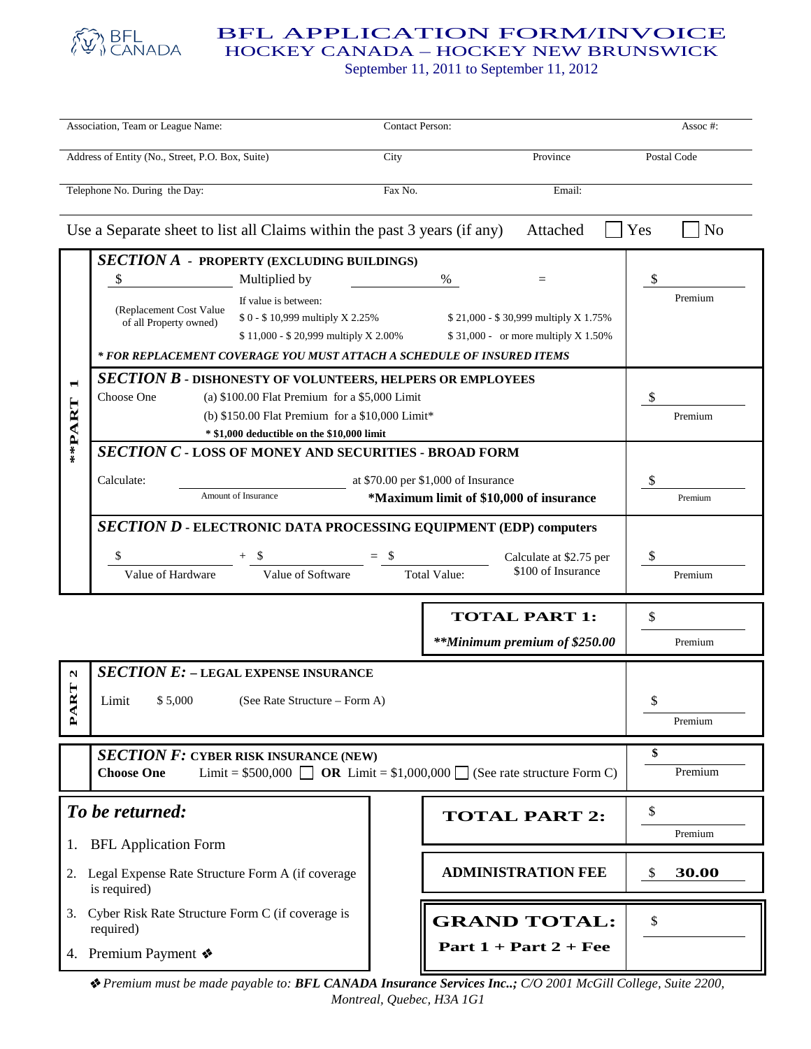# BFL APPLICATION FORM/INVOICE

## HOCKEY CANADA – HOCKEY NEW BRUNSWICK

September 11, 2011 to September 11, 2012

| Association, Team or League Name: | Contact Person: | | Assoc #: |
|---|---|---|---|
| Address of Entity (No., Street, P.O. Box, Suite) | City | Province | Postal Code |
| Telephone No. During the Day: | Fax No. | Email: | |

Use a Separate sheet to list all Claims within the past 3 years (if any) Attached ☐ Yes ☐ No

## **PART 1

### *SECTION A* - PROPERTY (EXCLUDING BUILDINGS)

$ ________ (Replacement Cost Value of all Property owned) Multiplied by ________ % = $ ________ Premium

If value is between:

- $ 0 - $ 10,999 multiply X 2.25%
- $ 11,000 - $ 20,999 multiply X 2.00%
- $ 21,000 - $ 30,999 multiply X 1.75%
- $ 31,000 - or more multiply X 1.50%

***** FOR REPLACEMENT COVERAGE YOU MUST ATTACH A SCHEDULE OF INSURED ITEMS*

### *SECTION B* - DISHONESTY OF VOLUNTEERS, HELPERS OR EMPLOYEES

Choose One

(a) $100.00 Flat Premium for a $5,000 Limit

(b) $150.00 Flat Premium for a $10,000 Limit*

**\* $1,000 deductible on the $10,000 limit**

$ ________ Premium

### *SECTION C* - LOSS OF MONEY AND SECURITIES - BROAD FORM

Calculate: ________ (Amount of Insurance) at $70.00 per $1,000 of Insurance

***Maximum limit of $10,000 of insurance**

$ ________ Premium

### *SECTION D* - ELECTRONIC DATA PROCESSING EQUIPMENT (EDP) computers

$ ________ (Value of Hardware) + $ ________ (Value of Software) = $ ________ (Total Value:) Calculate at $2.75 per $100 of Insurance

$ ________ Premium

| **TOTAL PART 1:** | $ ________ Premium |
|---|---|
| ***\*\*Minimum premium of $250.00*** | |

## PART 2

### *SECTION E:* – LEGAL EXPENSE INSURANCE

Limit $ 5,000 (See Rate Structure – Form A)

$ ________ Premium

### *SECTION F:* CYBER RISK INSURANCE (NEW)

**Choose One** Limit = $500,000 ☐ **OR** Limit = $1,000,000 ☐ (See rate structure Form C)

$ ________ Premium

### *To be returned:*

1. BFL Application Form
2. Legal Expense Rate Structure Form A (if coverage is required)
3. Cyber Risk Rate Structure Form C (if coverage is required)
4. Premium Payment ❖

| | |
|---|---|
| **TOTAL PART 2:** | $ ________ Premium |
| **ADMINISTRATION FEE** | $ **30.00** |
| **GRAND TOTAL:** Part 1 + Part 2 + Fee | $ ________ |

❖ *Premium must be made payable to: **BFL CANADA Insurance Services Inc..;** C/O 2001 McGill College, Suite 2200, Montreal, Quebec, H3A 1G1*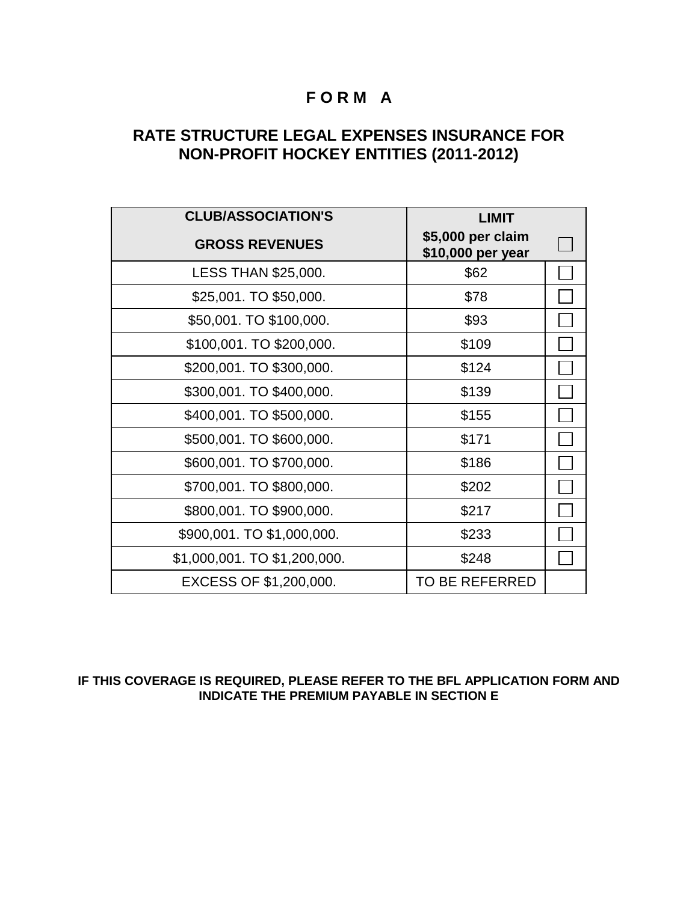# F O R M A

## RATE STRUCTURE LEGAL EXPENSES INSURANCE FOR NON-PROFIT HOCKEY ENTITIES (2011-2012)

| CLUB/ASSOCIATION'S GROSS REVENUES | LIMIT $5,000 per claim $10,000 per year | ☐ |
|---|---|---|
| LESS THAN $25,000. | $62 | ☐ |
| $25,001. TO $50,000. | $78 | ☐ |
| $50,001. TO $100,000. | $93 | ☐ |
| $100,001. TO $200,000. | $109 | ☐ |
| $200,001. TO $300,000. | $124 | ☐ |
| $300,001. TO $400,000. | $139 | ☐ |
| $400,001. TO $500,000. | $155 | ☐ |
| $500,001. TO $600,000. | $171 | ☐ |
| $600,001. TO $700,000. | $186 | ☐ |
| $700,001. TO $800,000. | $202 | ☐ |
| $800,001. TO $900,000. | $217 | ☐ |
| $900,001. TO $1,000,000. | $233 | ☐ |
| $1,000,001. TO $1,200,000. | $248 | ☐ |
| EXCESS OF $1,200,000. | TO BE REFERRED | |

**IF THIS COVERAGE IS REQUIRED, PLEASE REFER TO THE BFL APPLICATION FORM AND INDICATE THE PREMIUM PAYABLE IN SECTION E**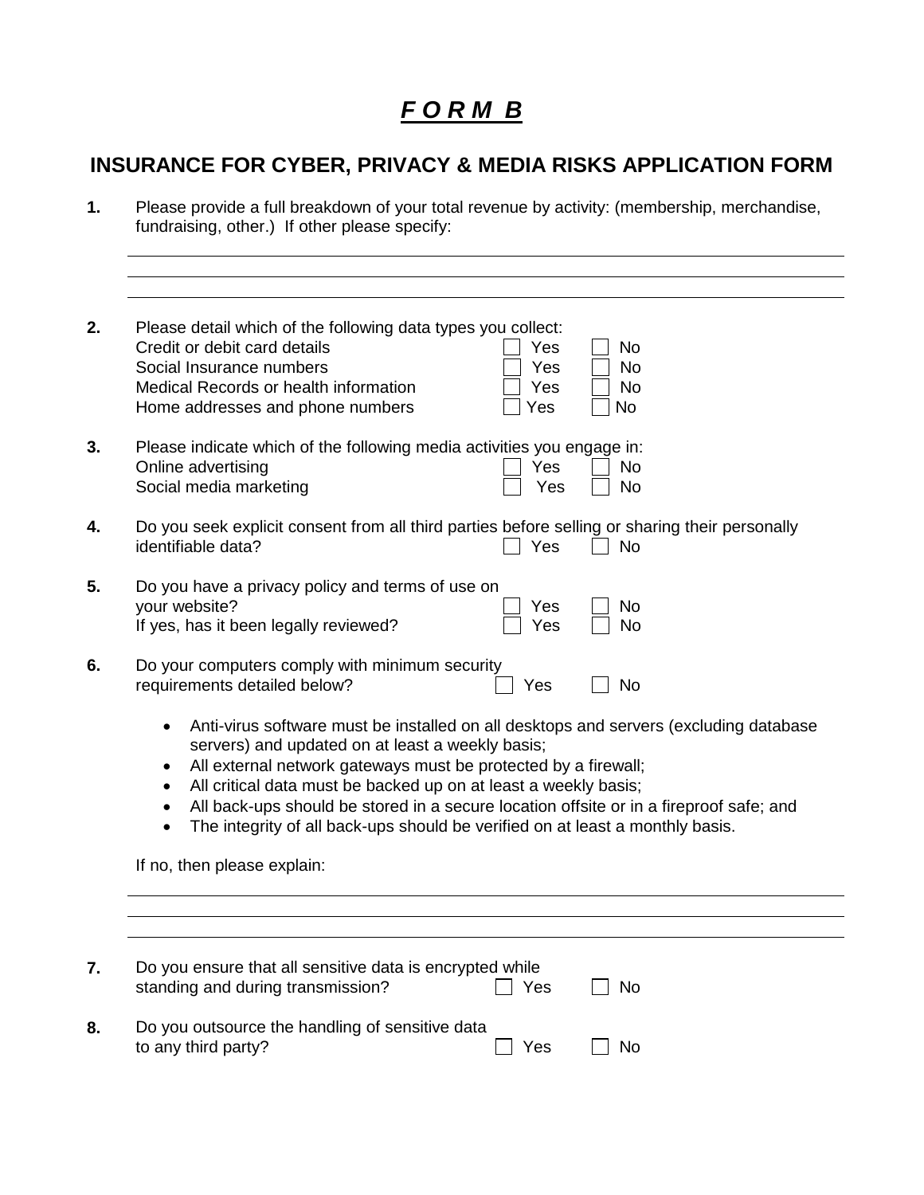# ***F O R M  B***

## INSURANCE FOR CYBER, PRIVACY & MEDIA RISKS APPLICATION FORM

**1.** Please provide a full breakdown of your total revenue by activity: (membership, merchandise, fundraising, other.) If other please specify:

______________________________________________________________________

______________________________________________________________________

______________________________________________________________________

**2.** Please detail which of the following data types you collect:

| | | |
|---|---|---|
| Credit or debit card details | ☐ Yes | ☐ No |
| Social Insurance numbers | ☐ Yes | ☐ No |
| Medical Records or health information | ☐ Yes | ☐ No |
| Home addresses and phone numbers | ☐ Yes | ☐ No |

**3.** Please indicate which of the following media activities you engage in:

| | | |
|---|---|---|
| Online advertising | ☐ Yes | ☐ No |
| Social media marketing | ☐ Yes | ☐ No |

**4.** Do you seek explicit consent from all third parties before selling or sharing their personally identifiable data? ☐ Yes ☐ No

**5.** Do you have a privacy policy and terms of use on your website? ☐ Yes ☐ No

If yes, has it been legally reviewed? ☐ Yes ☐ No

**6.** Do your computers comply with minimum security requirements detailed below? ☐ Yes ☐ No

- Anti-virus software must be installed on all desktops and servers (excluding database servers) and updated on at least a weekly basis;
- All external network gateways must be protected by a firewall;
- All critical data must be backed up on at least a weekly basis;
- All back-ups should be stored in a secure location offsite or in a fireproof safe; and
- The integrity of all back-ups should be verified on at least a monthly basis.

If no, then please explain:

______________________________________________________________________

______________________________________________________________________

______________________________________________________________________

**7.** Do you ensure that all sensitive data is encrypted while standing and during transmission? ☐ Yes ☐ No

**8.** Do you outsource the handling of sensitive data to any third party? ☐ Yes ☐ No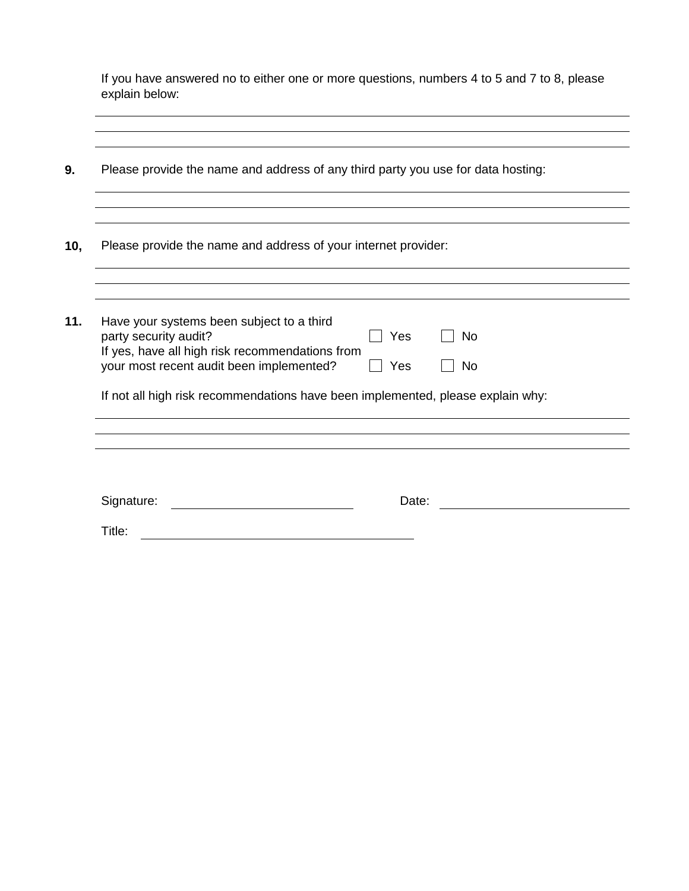If you have answered no to either one or more questions, numbers 4 to 5 and 7 to 8, please explain below:

\_\_\_\_\_\_\_\_\_\_\_\_\_\_\_\_\_\_\_\_\_\_\_\_\_\_\_\_\_\_\_\_\_\_\_\_\_\_\_\_\_\_\_\_\_\_\_\_\_\_\_\_\_\_\_\_\_\_\_\_

\_\_\_\_\_\_\_\_\_\_\_\_\_\_\_\_\_\_\_\_\_\_\_\_\_\_\_\_\_\_\_\_\_\_\_\_\_\_\_\_\_\_\_\_\_\_\_\_\_\_\_\_\_\_\_\_\_\_\_\_

\_\_\_\_\_\_\_\_\_\_\_\_\_\_\_\_\_\_\_\_\_\_\_\_\_\_\_\_\_\_\_\_\_\_\_\_\_\_\_\_\_\_\_\_\_\_\_\_\_\_\_\_\_\_\_\_\_\_\_\_

**9.** Please provide the name and address of any third party you use for data hosting:

\_\_\_\_\_\_\_\_\_\_\_\_\_\_\_\_\_\_\_\_\_\_\_\_\_\_\_\_\_\_\_\_\_\_\_\_\_\_\_\_\_\_\_\_\_\_\_\_\_\_\_\_\_\_\_\_\_\_\_\_

\_\_\_\_\_\_\_\_\_\_\_\_\_\_\_\_\_\_\_\_\_\_\_\_\_\_\_\_\_\_\_\_\_\_\_\_\_\_\_\_\_\_\_\_\_\_\_\_\_\_\_\_\_\_\_\_\_\_\_\_

\_\_\_\_\_\_\_\_\_\_\_\_\_\_\_\_\_\_\_\_\_\_\_\_\_\_\_\_\_\_\_\_\_\_\_\_\_\_\_\_\_\_\_\_\_\_\_\_\_\_\_\_\_\_\_\_\_\_\_\_

**10,** Please provide the name and address of your internet provider:

\_\_\_\_\_\_\_\_\_\_\_\_\_\_\_\_\_\_\_\_\_\_\_\_\_\_\_\_\_\_\_\_\_\_\_\_\_\_\_\_\_\_\_\_\_\_\_\_\_\_\_\_\_\_\_\_\_\_\_\_

\_\_\_\_\_\_\_\_\_\_\_\_\_\_\_\_\_\_\_\_\_\_\_\_\_\_\_\_\_\_\_\_\_\_\_\_\_\_\_\_\_\_\_\_\_\_\_\_\_\_\_\_\_\_\_\_\_\_\_\_

\_\_\_\_\_\_\_\_\_\_\_\_\_\_\_\_\_\_\_\_\_\_\_\_\_\_\_\_\_\_\_\_\_\_\_\_\_\_\_\_\_\_\_\_\_\_\_\_\_\_\_\_\_\_\_\_\_\_\_\_

**11.** Have your systems been subject to a third party security audit? ☐ Yes ☐ No

If yes, have all high risk recommendations from your most recent audit been implemented? ☐ Yes ☐ No

If not all high risk recommendations have been implemented, please explain why:

\_\_\_\_\_\_\_\_\_\_\_\_\_\_\_\_\_\_\_\_\_\_\_\_\_\_\_\_\_\_\_\_\_\_\_\_\_\_\_\_\_\_\_\_\_\_\_\_\_\_\_\_\_\_\_\_\_\_\_\_

\_\_\_\_\_\_\_\_\_\_\_\_\_\_\_\_\_\_\_\_\_\_\_\_\_\_\_\_\_\_\_\_\_\_\_\_\_\_\_\_\_\_\_\_\_\_\_\_\_\_\_\_\_\_\_\_\_\_\_\_

\_\_\_\_\_\_\_\_\_\_\_\_\_\_\_\_\_\_\_\_\_\_\_\_\_\_\_\_\_\_\_\_\_\_\_\_\_\_\_\_\_\_\_\_\_\_\_\_\_\_\_\_\_\_\_\_\_\_\_\_

Signature: \_\_\_\_\_\_\_\_\_\_\_\_\_\_\_\_\_\_\_\_\_\_\_\_\_\_ Date: \_\_\_\_\_\_\_\_\_\_\_\_\_\_\_\_\_\_\_\_\_\_\_\_\_\_

Title: \_\_\_\_\_\_\_\_\_\_\_\_\_\_\_\_\_\_\_\_\_\_\_\_\_\_\_\_\_\_\_\_\_\_\_\_\_\_\_\_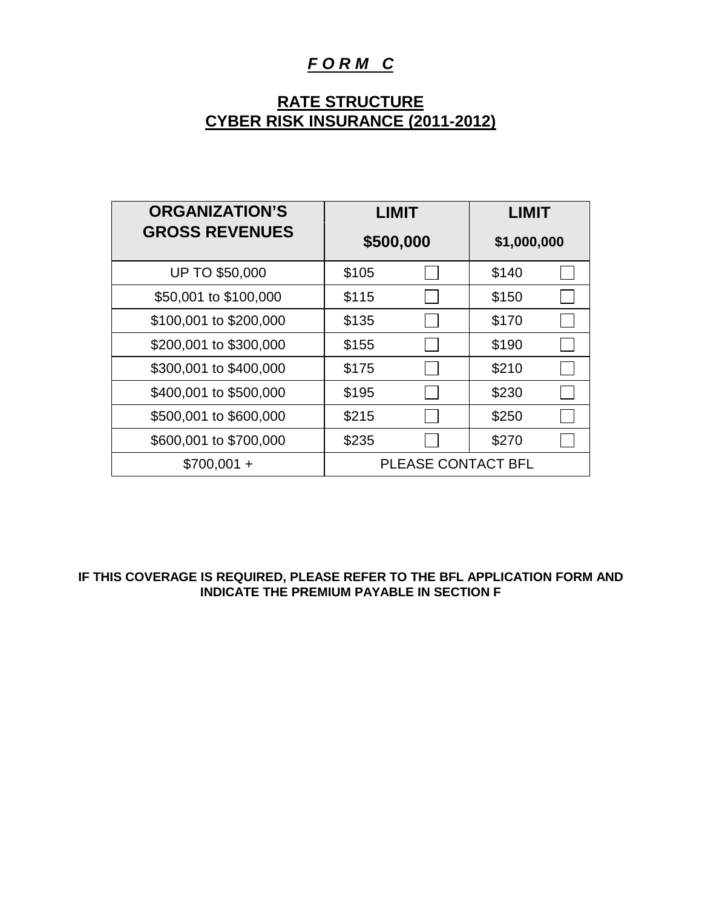# ***FORM C***

## RATE STRUCTURE
## CYBER RISK INSURANCE (2011-2012)

| ORGANIZATION'S GROSS REVENUES | LIMIT $500,000 | | LIMIT $1,000,000 | |
|---|---|---|---|---|
| UP TO $50,000 | $105 | ☐ | $140 | ☐ |
| $50,001 to $100,000 | $115 | ☐ | $150 | ☐ |
| $100,001 to $200,000 | $135 | ☐ | $170 | ☐ |
| $200,001 to $300,000 | $155 | ☐ | $190 | ☐ |
| $300,001 to $400,000 | $175 | ☐ | $210 | ☐ |
| $400,001 to $500,000 | $195 | ☐ | $230 | ☐ |
| $500,001 to $600,000 | $215 | ☐ | $250 | ☐ |
| $600,001 to $700,000 | $235 | ☐ | $270 | ☐ |
| $700,001 + | PLEASE CONTACT BFL | | | |

**IF THIS COVERAGE IS REQUIRED, PLEASE REFER TO THE BFL APPLICATION FORM AND INDICATE THE PREMIUM PAYABLE IN SECTION F**